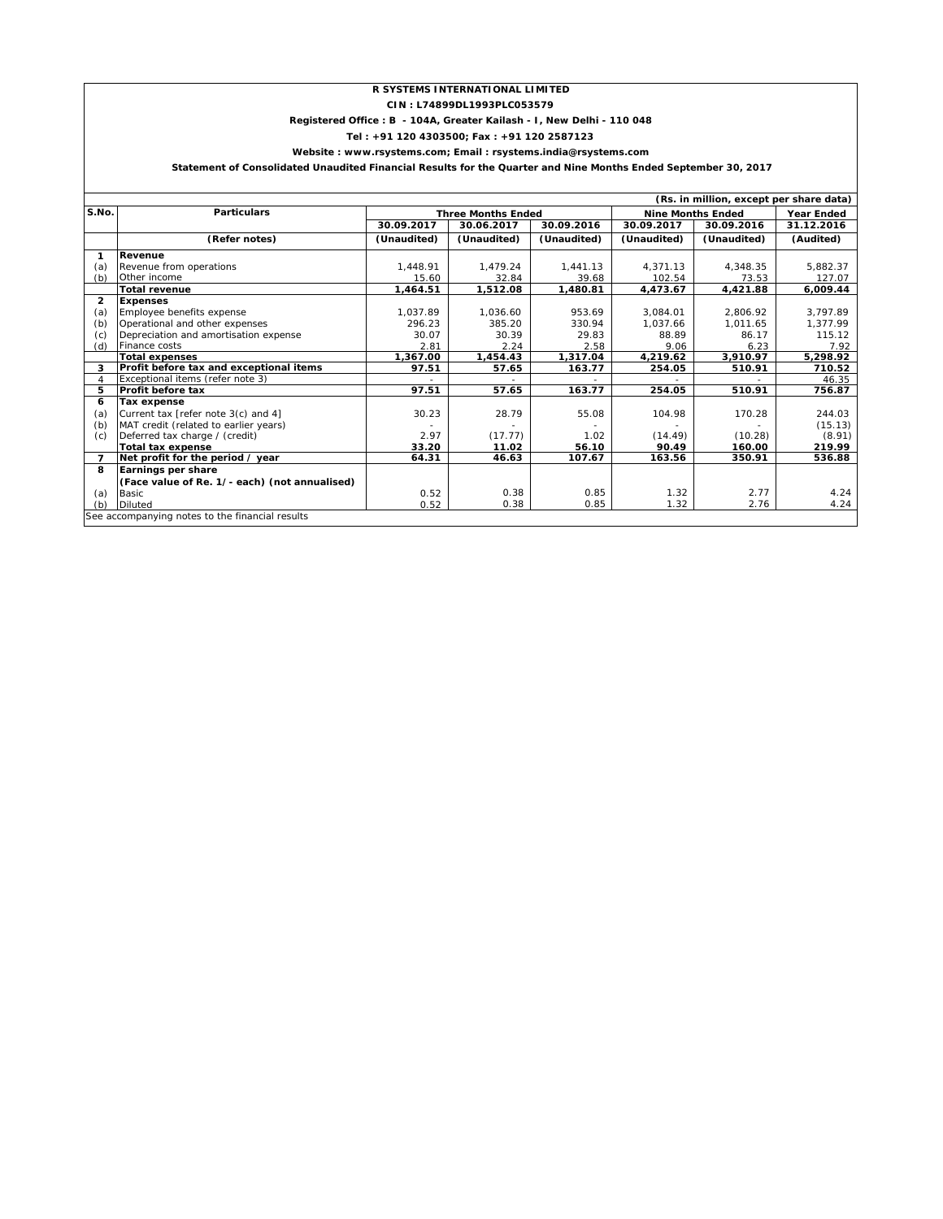# R SYSTEMS INTERNATIONAL LIMITED

**CIN : L74899DL1993PLC053579**

**Registered Office : B - 104A, Greater Kailash - I, New Delhi - 110 048**

**Tel : +91 120 4303500; Fax : +91 120 2587123**

**Website : www.rsystems.com; Email : rsystems.india@rsystems.com**

**Statement of Consolidated Unaudited Financial Results for the Quarter and Nine Months Ended September 30, 2017**

(Rs. in million, except per share data)

| S.No. | Particulars | Three Months Ended | | | Nine Months Ended | | Year Ended |
|---|---|---|---|---|---|---|---|
| | | 30.09.2017 | 30.06.2017 | 30.09.2016 | 30.09.2017 | 30.09.2016 | 31.12.2016 |
| | (Refer notes) | (Unaudited) | (Unaudited) | (Unaudited) | (Unaudited) | (Unaudited) | (Audited) |
| **1** | **Revenue** | | | | | | |
| (a) | Revenue from operations | 1,448.91 | 1,479.24 | 1,441.13 | 4,371.13 | 4,348.35 | 5,882.37 |
| (b) | Other income | 15.60 | 32.84 | 39.68 | 102.54 | 73.53 | 127.07 |
| | **Total revenue** | **1,464.51** | **1,512.08** | **1,480.81** | **4,473.67** | **4,421.88** | **6,009.44** |
| **2** | **Expenses** | | | | | | |
| (a) | Employee benefits expense | 1,037.89 | 1,036.60 | 953.69 | 3,084.01 | 2,806.92 | 3,797.89 |
| (b) | Operational and other expenses | 296.23 | 385.20 | 330.94 | 1,037.66 | 1,011.65 | 1,377.99 |
| (c) | Depreciation and amortisation expense | 30.07 | 30.39 | 29.83 | 88.89 | 86.17 | 115.12 |
| (d) | Finance costs | 2.81 | 2.24 | 2.58 | 9.06 | 6.23 | 7.92 |
| | **Total expenses** | **1,367.00** | **1,454.43** | **1,317.04** | **4,219.62** | **3,910.97** | **5,298.92** |
| **3** | **Profit before tax and exceptional items** | **97.51** | **57.65** | **163.77** | **254.05** | **510.91** | **710.52** |
| 4 | Exceptional items (refer note 3) | - | - | - | - | - | 46.35 |
| **5** | **Profit before tax** | **97.51** | **57.65** | **163.77** | **254.05** | **510.91** | **756.87** |
| **6** | **Tax expense** | | | | | | |
| (a) | Current tax [refer note 3(c) and 4] | 30.23 | 28.79 | 55.08 | 104.98 | 170.28 | 244.03 |
| (b) | MAT credit (related to earlier years) | - | - | - | - | - | (15.13) |
| (c) | Deferred tax charge / (credit) | 2.97 | (17.77) | 1.02 | (14.49) | (10.28) | (8.91) |
| | **Total tax expense** | **33.20** | **11.02** | **56.10** | **90.49** | **160.00** | **219.99** |
| **7** | **Net profit for the period / year** | **64.31** | **46.63** | **107.67** | **163.56** | **350.91** | **536.88** |
| **8** | **Earnings per share** | | | | | | |
| | **(Face value of Re. 1/- each) (not annualised)** | | | | | | |
| (a) | Basic | 0.52 | 0.38 | 0.85 | 1.32 | 2.77 | 4.24 |
| (b) | Diluted | 0.52 | 0.38 | 0.85 | 1.32 | 2.76 | 4.24 |

See accompanying notes to the financial results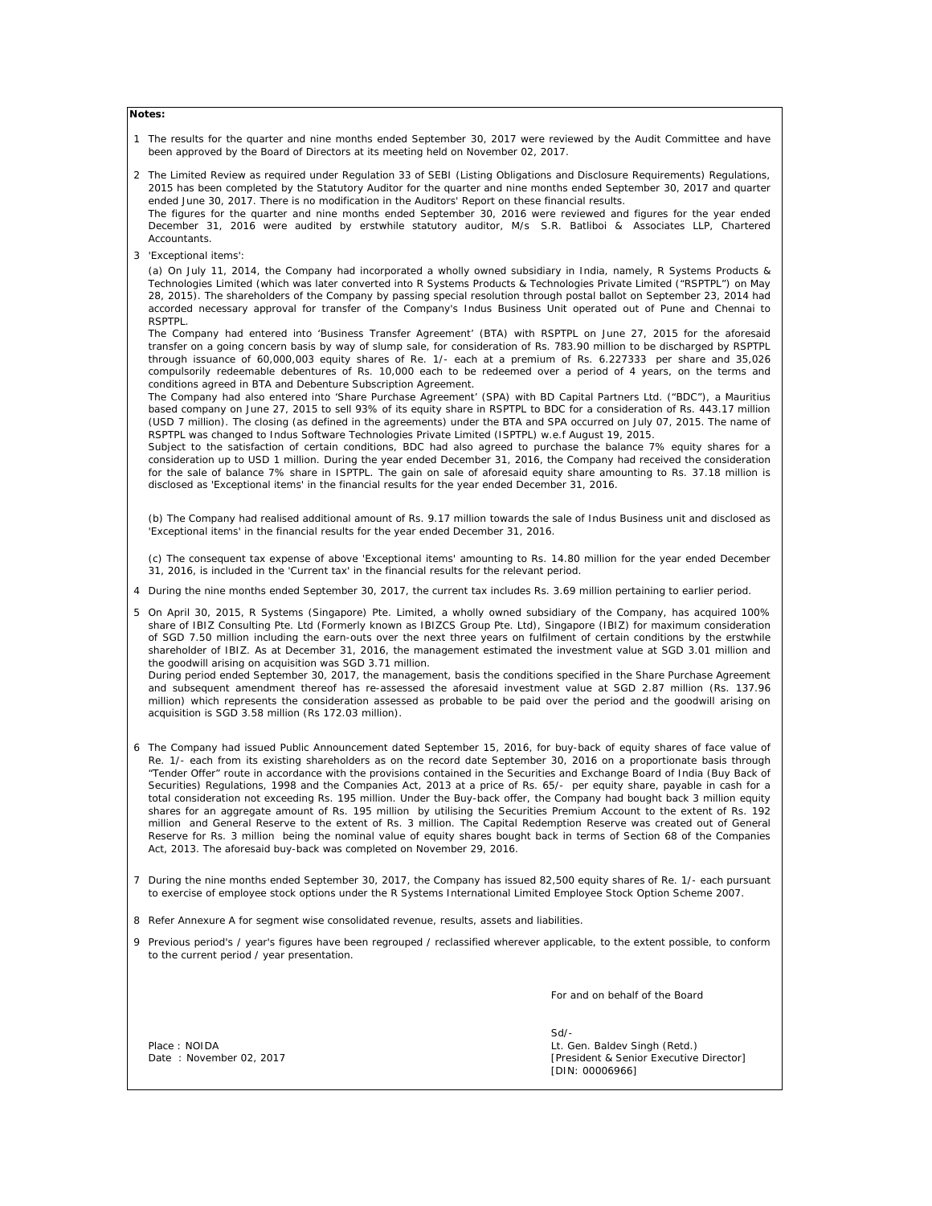**Notes:**

1. The results for the quarter and nine months ended September 30, 2017 were reviewed by the Audit Committee and have been approved by the Board of Directors at its meeting held on November 02, 2017.

2. The Limited Review as required under Regulation 33 of SEBI (Listing Obligations and Disclosure Requirements) Regulations, 2015 has been completed by the Statutory Auditor for the quarter and nine months ended September 30, 2017 and quarter ended June 30, 2017. There is no modification in the Auditors' Report on these financial results.
The figures for the quarter and nine months ended September 30, 2016 were reviewed and figures for the year ended December 31, 2016 were audited by erstwhile statutory auditor, M/s S.R. Batliboi & Associates LLP, Chartered Accountants.

3. 'Exceptional items':
(a) On July 11, 2014, the Company had incorporated a wholly owned subsidiary in India, namely, R Systems Products & Technologies Limited (which was later converted into R Systems Products & Technologies Private Limited ("RSPTPL") on May 28, 2015). The shareholders of the Company by passing special resolution through postal ballot on September 23, 2014 had accorded necessary approval for transfer of the Company's Indus Business Unit operated out of Pune and Chennai to RSPTPL.
The Company had entered into 'Business Transfer Agreement' (BTA) with RSPTPL on June 27, 2015 for the aforesaid transfer on a going concern basis by way of slump sale, for consideration of Rs. 783.90 million to be discharged by RSPTPL through issuance of 60,000,003 equity shares of Re. 1/- each at a premium of Rs. 6.227333 per share and 35,026 compulsorily redeemable debentures of Rs. 10,000 each to be redeemed over a period of 4 years, on the terms and conditions agreed in BTA and Debenture Subscription Agreement.
The Company had also entered into 'Share Purchase Agreement' (SPA) with BD Capital Partners Ltd. ("BDC"), a Mauritius based company on June 27, 2015 to sell 93% of its equity share in RSPTPL to BDC for a consideration of Rs. 443.17 million (USD 7 million). The closing (as defined in the agreements) under the BTA and SPA occurred on July 07, 2015. The name of RSPTPL was changed to Indus Software Technologies Private Limited (ISPTPL) w.e.f August 19, 2015.
Subject to the satisfaction of certain conditions, BDC had also agreed to purchase the balance 7% equity shares for a consideration up to USD 1 million. During the year ended December 31, 2016, the Company had received the consideration for the sale of balance 7% share in ISPTPL. The gain on sale of aforesaid equity share amounting to Rs. 37.18 million is disclosed as 'Exceptional items' in the financial results for the year ended December 31, 2016.

   (b) The Company had realised additional amount of Rs. 9.17 million towards the sale of Indus Business unit and disclosed as 'Exceptional items' in the financial results for the year ended December 31, 2016.

   (c) The consequent tax expense of above 'Exceptional items' amounting to Rs. 14.80 million for the year ended December 31, 2016, is included in the 'Current tax' in the financial results for the relevant period.

4. During the nine months ended September 30, 2017, the current tax includes Rs. 3.69 million pertaining to earlier period.

5. On April 30, 2015, R Systems (Singapore) Pte. Limited, a wholly owned subsidiary of the Company, has acquired 100% share of IBIZ Consulting Pte. Ltd (Formerly known as IBIZCS Group Pte. Ltd), Singapore (IBIZ) for maximum consideration of SGD 7.50 million including the earn-outs over the next three years on fulfilment of certain conditions by the erstwhile shareholder of IBIZ. As at December 31, 2016, the management estimated the investment value at SGD 3.01 million and the goodwill arising on acquisition was SGD 3.71 million.
During period ended September 30, 2017, the management, basis the conditions specified in the Share Purchase Agreement and subsequent amendment thereof has re-assessed the aforesaid investment value at SGD 2.87 million (Rs. 137.96 million) which represents the consideration assessed as probable to be paid over the period and the goodwill arising on acquisition is SGD 3.58 million (Rs 172.03 million).

6. The Company had issued Public Announcement dated September 15, 2016, for buy-back of equity shares of face value of Re. 1/- each from its existing shareholders as on the record date September 30, 2016 on a proportionate basis through "Tender Offer" route in accordance with the provisions contained in the Securities and Exchange Board of India (Buy Back of Securities) Regulations, 1998 and the Companies Act, 2013 at a price of Rs. 65/- per equity share, payable in cash for a total consideration not exceeding Rs. 195 million. Under the Buy-back offer, the Company had bought back 3 million equity shares for an aggregate amount of Rs. 195 million by utilising the Securities Premium Account to the extent of Rs. 192 million and General Reserve to the extent of Rs. 3 million. The Capital Redemption Reserve was created out of General Reserve for Rs. 3 million being the nominal value of equity shares bought back in terms of Section 68 of the Companies Act, 2013. The aforesaid buy-back was completed on November 29, 2016.

7. During the nine months ended September 30, 2017, the Company has issued 82,500 equity shares of Re. 1/- each pursuant to exercise of employee stock options under the R Systems International Limited Employee Stock Option Scheme 2007.

8. Refer Annexure A for segment wise consolidated revenue, results, assets and liabilities.

9. Previous period's / year's figures have been regrouped / reclassified wherever applicable, to the extent possible, to conform to the current period / year presentation.

For and on behalf of the Board

Sd/-
Lt. Gen. Baldev Singh (Retd.)
[President & Senior Executive Director]
[DIN: 00006966]

Place : NOIDA
Date : November 02, 2017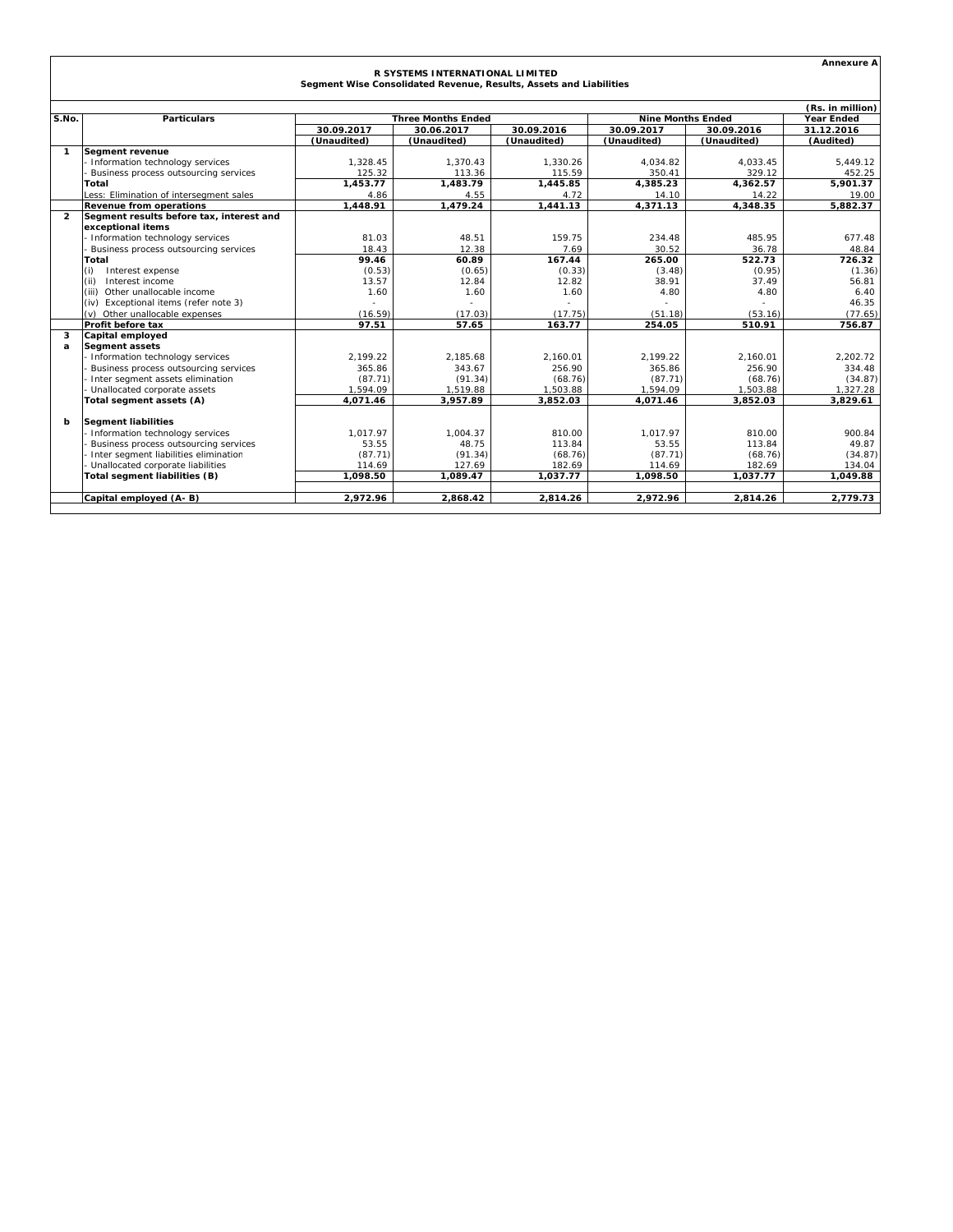Annexure A

# R SYSTEMS INTERNATIONAL LIMITED

## Segment Wise Consolidated Revenue, Results, Assets and Liabilities

(Rs. in million)

| S.No. | Particulars | Three Months Ended | | | Nine Months Ended | | Year Ended |
|---|---|---|---|---|---|---|---|
| | | 30.09.2017 | 30.06.2017 | 30.09.2016 | 30.09.2017 | 30.09.2016 | 31.12.2016 |
| | | (Unaudited) | (Unaudited) | (Unaudited) | (Unaudited) | (Unaudited) | (Audited) |
| **1** | **Segment revenue** | | | | | | |
| | - Information technology services | 1,328.45 | 1,370.43 | 1,330.26 | 4,034.82 | 4,033.45 | 5,449.12 |
| | - Business process outsourcing services | 125.32 | 113.36 | 115.59 | 350.41 | 329.12 | 452.25 |
| | **Total** | **1,453.77** | **1,483.79** | **1,445.85** | **4,385.23** | **4,362.57** | **5,901.37** |
| | Less: Elimination of intersegment sales | 4.86 | 4.55 | 4.72 | 14.10 | 14.22 | 19.00 |
| | **Revenue from operations** | **1,448.91** | **1,479.24** | **1,441.13** | **4,371.13** | **4,348.35** | **5,882.37** |
| **2** | **Segment results before tax, interest and exceptional items** | | | | | | |
| | - Information technology services | 81.03 | 48.51 | 159.75 | 234.48 | 485.95 | 677.48 |
| | - Business process outsourcing services | 18.43 | 12.38 | 7.69 | 30.52 | 36.78 | 48.84 |
| | **Total** | **99.46** | **60.89** | **167.44** | **265.00** | **522.73** | **726.32** |
| | (i) Interest expense | (0.53) | (0.65) | (0.33) | (3.48) | (0.95) | (1.36) |
| | (ii) Interest income | 13.57 | 12.84 | 12.82 | 38.91 | 37.49 | 56.81 |
| | (iii) Other unallocable income | 1.60 | 1.60 | 1.60 | 4.80 | 4.80 | 6.40 |
| | (iv) Exceptional items (refer note 3) | - | - | - | - | - | 46.35 |
| | (v) Other unallocable expenses | (16.59) | (17.03) | (17.75) | (51.18) | (53.16) | (77.65) |
| | **Profit before tax** | **97.51** | **57.65** | **163.77** | **254.05** | **510.91** | **756.87** |
| **3** | **Capital employed** | | | | | | |
| **a** | **Segment assets** | | | | | | |
| | - Information technology services | 2,199.22 | 2,185.68 | 2,160.01 | 2,199.22 | 2,160.01 | 2,202.72 |
| | - Business process outsourcing services | 365.86 | 343.67 | 256.90 | 365.86 | 256.90 | 334.48 |
| | - Inter segment assets elimination | (87.71) | (91.34) | (68.76) | (87.71) | (68.76) | (34.87) |
| | - Unallocated corporate assets | 1,594.09 | 1,519.88 | 1,503.88 | 1,594.09 | 1,503.88 | 1,327.28 |
| | **Total segment assets (A)** | **4,071.46** | **3,957.89** | **3,852.03** | **4,071.46** | **3,852.03** | **3,829.61** |
| **b** | **Segment liabilities** | | | | | | |
| | - Information technology services | 1,017.97 | 1,004.37 | 810.00 | 1,017.97 | 810.00 | 900.84 |
| | - Business process outsourcing services | 53.55 | 48.75 | 113.84 | 53.55 | 113.84 | 49.87 |
| | - Inter segment liabilities elimination | (87.71) | (91.34) | (68.76) | (87.71) | (68.76) | (34.87) |
| | - Unallocated corporate liabilities | 114.69 | 127.69 | 182.69 | 114.69 | 182.69 | 134.04 |
| | **Total segment liabilities (B)** | **1,098.50** | **1,089.47** | **1,037.77** | **1,098.50** | **1,037.77** | **1,049.88** |
| | **Capital employed (A- B)** | **2,972.96** | **2,868.42** | **2,814.26** | **2,972.96** | **2,814.26** | **2,779.73** |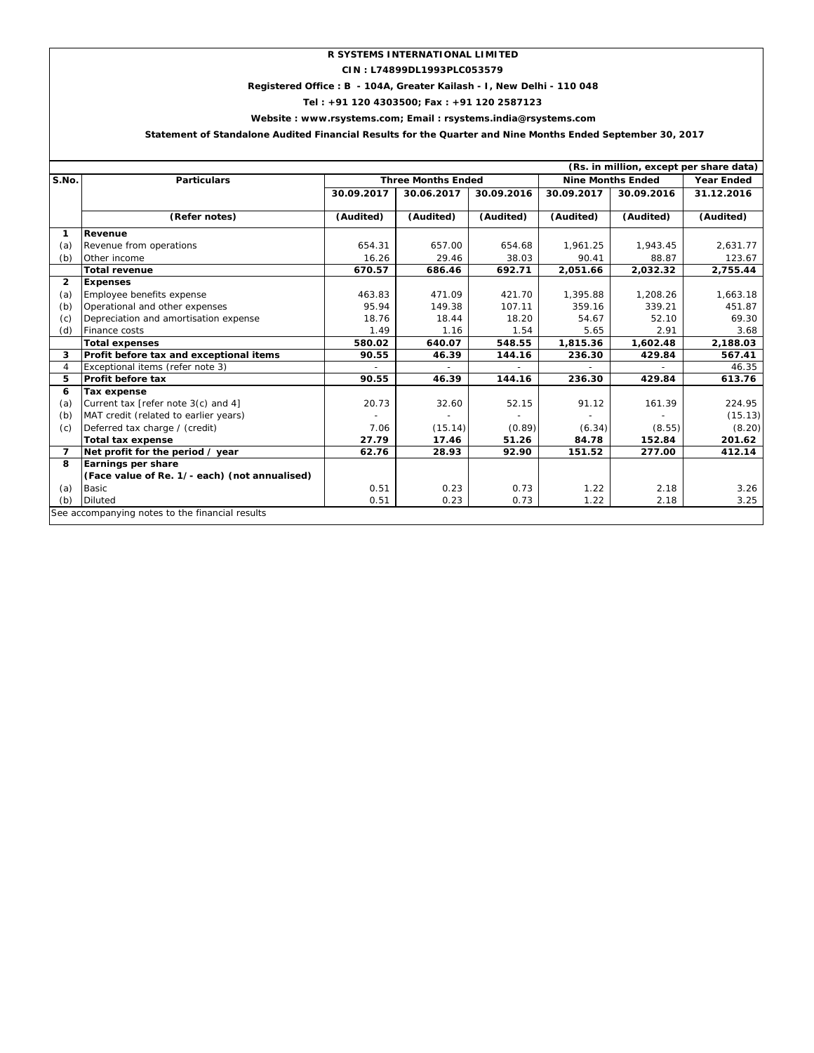**R SYSTEMS INTERNATIONAL LIMITED**

**CIN : L74899DL1993PLC053579**

**Registered Office : B - 104A, Greater Kailash - I, New Delhi - 110 048**

**Tel : +91 120 4303500; Fax : +91 120 2587123**

**Website : www.rsystems.com; Email : rsystems.india@rsystems.com**

**Statement of Standalone Audited Financial Results for the Quarter and Nine Months Ended September 30, 2017**

(Rs. in million, except per share data)

| S.No. | Particulars | Three Months Ended | | | Nine Months Ended | | Year Ended |
|---|---|---|---|---|---|---|---|
| | | 30.09.2017 | 30.06.2017 | 30.09.2016 | 30.09.2017 | 30.09.2016 | 31.12.2016 |
| | (Refer notes) | (Audited) | (Audited) | (Audited) | (Audited) | (Audited) | (Audited) |
| **1** | **Revenue** | | | | | | |
| (a) | Revenue from operations | 654.31 | 657.00 | 654.68 | 1,961.25 | 1,943.45 | 2,631.77 |
| (b) | Other income | 16.26 | 29.46 | 38.03 | 90.41 | 88.87 | 123.67 |
| | **Total revenue** | **670.57** | **686.46** | **692.71** | **2,051.66** | **2,032.32** | **2,755.44** |
| **2** | **Expenses** | | | | | | |
| (a) | Employee benefits expense | 463.83 | 471.09 | 421.70 | 1,395.88 | 1,208.26 | 1,663.18 |
| (b) | Operational and other expenses | 95.94 | 149.38 | 107.11 | 359.16 | 339.21 | 451.87 |
| (c) | Depreciation and amortisation expense | 18.76 | 18.44 | 18.20 | 54.67 | 52.10 | 69.30 |
| (d) | Finance costs | 1.49 | 1.16 | 1.54 | 5.65 | 2.91 | 3.68 |
| | **Total expenses** | **580.02** | **640.07** | **548.55** | **1,815.36** | **1,602.48** | **2,188.03** |
| **3** | **Profit before tax and exceptional items** | **90.55** | **46.39** | **144.16** | **236.30** | **429.84** | **567.41** |
| 4 | Exceptional items (refer note 3) | - | - | - | - | - | 46.35 |
| **5** | **Profit before tax** | **90.55** | **46.39** | **144.16** | **236.30** | **429.84** | **613.76** |
| **6** | **Tax expense** | | | | | | |
| (a) | Current tax [refer note 3(c) and 4] | 20.73 | 32.60 | 52.15 | 91.12 | 161.39 | 224.95 |
| (b) | MAT credit (related to earlier years) | - | - | - | - | - | (15.13) |
| (c) | Deferred tax charge / (credit) | 7.06 | (15.14) | (0.89) | (6.34) | (8.55) | (8.20) |
| | **Total tax expense** | **27.79** | **17.46** | **51.26** | **84.78** | **152.84** | **201.62** |
| **7** | **Net profit for the period / year** | **62.76** | **28.93** | **92.90** | **151.52** | **277.00** | **412.14** |
| **8** | **Earnings per share** | | | | | | |
| | **(Face value of Re. 1/- each) (not annualised)** | | | | | | |
| (a) | Basic | 0.51 | 0.23 | 0.73 | 1.22 | 2.18 | 3.26 |
| (b) | Diluted | 0.51 | 0.23 | 0.73 | 1.22 | 2.18 | 3.25 |

See accompanying notes to the financial results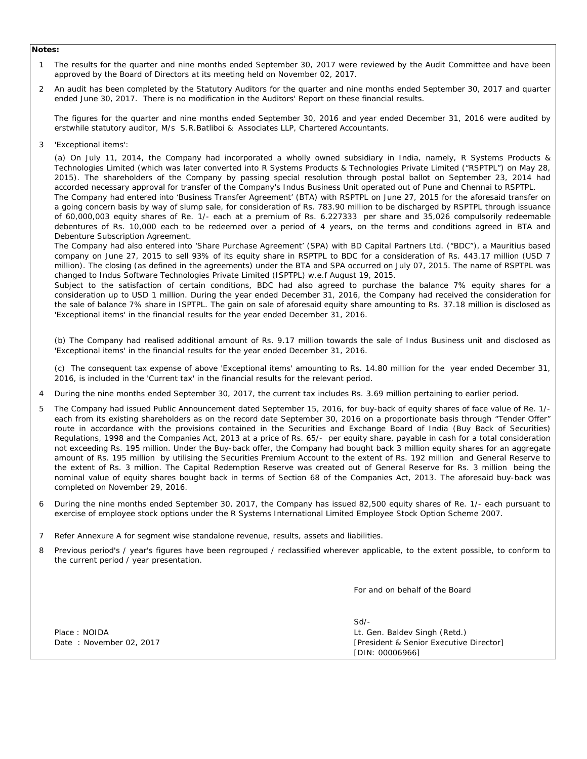**Notes:**

1. The results for the quarter and nine months ended September 30, 2017 were reviewed by the Audit Committee and have been approved by the Board of Directors at its meeting held on November 02, 2017.

2. An audit has been completed by the Statutory Auditors for the quarter and nine months ended September 30, 2017 and quarter ended June 30, 2017. There is no modification in the Auditors' Report on these financial results.

   The figures for the quarter and nine months ended September 30, 2016 and year ended December 31, 2016 were audited by erstwhile statutory auditor, M/s S.R.Batliboi & Associates LLP, Chartered Accountants.

3. 'Exceptional items':

   (a) On July 11, 2014, the Company had incorporated a wholly owned subsidiary in India, namely, R Systems Products & Technologies Limited (which was later converted into R Systems Products & Technologies Private Limited ("RSPTPL") on May 28, 2015). The shareholders of the Company by passing special resolution through postal ballot on September 23, 2014 had accorded necessary approval for transfer of the Company's Indus Business Unit operated out of Pune and Chennai to RSPTPL.
   The Company had entered into 'Business Transfer Agreement' (BTA) with RSPTPL on June 27, 2015 for the aforesaid transfer on a going concern basis by way of slump sale, for consideration of Rs. 783.90 million to be discharged by RSPTPL through issuance of 60,000,003 equity shares of Re. 1/- each at a premium of Rs. 6.227333 per share and 35,026 compulsorily redeemable debentures of Rs. 10,000 each to be redeemed over a period of 4 years, on the terms and conditions agreed in BTA and Debenture Subscription Agreement.
   The Company had also entered into 'Share Purchase Agreement' (SPA) with BD Capital Partners Ltd. ("BDC"), a Mauritius based company on June 27, 2015 to sell 93% of its equity share in RSPTPL to BDC for a consideration of Rs. 443.17 million (USD 7 million). The closing (as defined in the agreements) under the BTA and SPA occurred on July 07, 2015. The name of RSPTPL was changed to Indus Software Technologies Private Limited (ISPTPL) w.e.f August 19, 2015.
   Subject to the satisfaction of certain conditions, BDC had also agreed to purchase the balance 7% equity shares for a consideration up to USD 1 million. During the year ended December 31, 2016, the Company had received the consideration for the sale of balance 7% share in ISPTPL. The gain on sale of aforesaid equity share amounting to Rs. 37.18 million is disclosed as 'Exceptional items' in the financial results for the year ended December 31, 2016.

   (b) The Company had realised additional amount of Rs. 9.17 million towards the sale of Indus Business unit and disclosed as 'Exceptional items' in the financial results for the year ended December 31, 2016.

   (c) The consequent tax expense of above 'Exceptional items' amounting to Rs. 14.80 million for the year ended December 31, 2016, is included in the 'Current tax' in the financial results for the relevant period.

4. During the nine months ended September 30, 2017, the current tax includes Rs. 3.69 million pertaining to earlier period.

5. The Company had issued Public Announcement dated September 15, 2016, for buy-back of equity shares of face value of Re. 1/- each from its existing shareholders as on the record date September 30, 2016 on a proportionate basis through "Tender Offer" route in accordance with the provisions contained in the Securities and Exchange Board of India (Buy Back of Securities) Regulations, 1998 and the Companies Act, 2013 at a price of Rs. 65/- per equity share, payable in cash for a total consideration not exceeding Rs. 195 million. Under the Buy-back offer, the Company had bought back 3 million equity shares for an aggregate amount of Rs. 195 million by utilising the Securities Premium Account to the extent of Rs. 192 million and General Reserve to the extent of Rs. 3 million. The Capital Redemption Reserve was created out of General Reserve for Rs. 3 million being the nominal value of equity shares bought back in terms of Section 68 of the Companies Act, 2013. The aforesaid buy-back was completed on November 29, 2016.

6. During the nine months ended September 30, 2017, the Company has issued 82,500 equity shares of Re. 1/- each pursuant to exercise of employee stock options under the R Systems International Limited Employee Stock Option Scheme 2007.

7. Refer Annexure A for segment wise standalone revenue, results, assets and liabilities.

8. Previous period's / year's figures have been regrouped / reclassified wherever applicable, to the extent possible, to conform to the current period / year presentation.

For and on behalf of the Board

Sd/-
Lt. Gen. Baldev Singh (Retd.)
[President & Senior Executive Director]
[DIN: 00006966]

Place : NOIDA
Date : November 02, 2017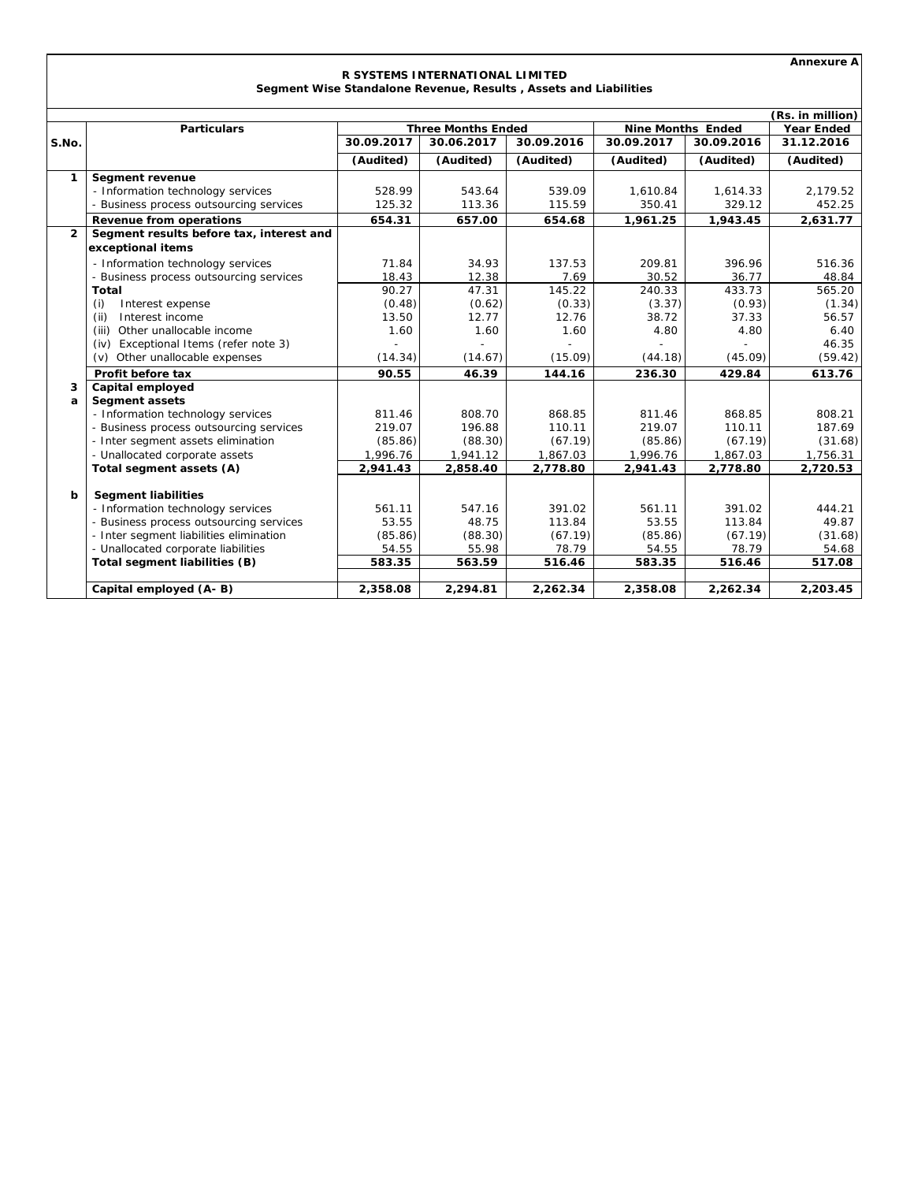**Annexure A**

**R SYSTEMS INTERNATIONAL LIMITED**
**Segment Wise Standalone Revenue, Results , Assets and Liabilities**

(Rs. in million)

| S.No. | Particulars | Three Months Ended | | | Nine Months Ended | | Year Ended |
|---|---|---|---|---|---|---|---|
| | | 30.09.2017 | 30.06.2017 | 30.09.2016 | 30.09.2017 | 30.09.2016 | 31.12.2016 |
| | | (Audited) | (Audited) | (Audited) | (Audited) | (Audited) | (Audited) |
| 1 | **Segment revenue** | | | | | | |
| | - Information technology services | 528.99 | 543.64 | 539.09 | 1,610.84 | 1,614.33 | 2,179.52 |
| | - Business process outsourcing services | 125.32 | 113.36 | 115.59 | 350.41 | 329.12 | 452.25 |
| | **Revenue from operations** | **654.31** | **657.00** | **654.68** | **1,961.25** | **1,943.45** | **2,631.77** |
| 2 | **Segment results before tax, interest and exceptional items** | | | | | | |
| | - Information technology services | 71.84 | 34.93 | 137.53 | 209.81 | 396.96 | 516.36 |
| | - Business process outsourcing services | 18.43 | 12.38 | 7.69 | 30.52 | 36.77 | 48.84 |
| | **Total** | 90.27 | 47.31 | 145.22 | 240.33 | 433.73 | 565.20 |
| | (i) Interest expense | (0.48) | (0.62) | (0.33) | (3.37) | (0.93) | (1.34) |
| | (ii) Interest income | 13.50 | 12.77 | 12.76 | 38.72 | 37.33 | 56.57 |
| | (iii) Other unallocable income | 1.60 | 1.60 | 1.60 | 4.80 | 4.80 | 6.40 |
| | (iv) Exceptional Items (refer note 3) | - | - | - | - | - | 46.35 |
| | (v) Other unallocable expenses | (14.34) | (14.67) | (15.09) | (44.18) | (45.09) | (59.42) |
| | **Profit before tax** | **90.55** | **46.39** | **144.16** | **236.30** | **429.84** | **613.76** |
| 3 | **Capital employed** | | | | | | |
| a | **Segment assets** | | | | | | |
| | - Information technology services | 811.46 | 808.70 | 868.85 | 811.46 | 868.85 | 808.21 |
| | - Business process outsourcing services | 219.07 | 196.88 | 110.11 | 219.07 | 110.11 | 187.69 |
| | - Inter segment assets elimination | (85.86) | (88.30) | (67.19) | (85.86) | (67.19) | (31.68) |
| | - Unallocated corporate assets | 1,996.76 | 1,941.12 | 1,867.03 | 1,996.76 | 1,867.03 | 1,756.31 |
| | **Total segment assets (A)** | **2,941.43** | **2,858.40** | **2,778.80** | **2,941.43** | **2,778.80** | **2,720.53** |
| b | **Segment liabilities** | | | | | | |
| | - Information technology services | 561.11 | 547.16 | 391.02 | 561.11 | 391.02 | 444.21 |
| | - Business process outsourcing services | 53.55 | 48.75 | 113.84 | 53.55 | 113.84 | 49.87 |
| | - Inter segment liabilities elimination | (85.86) | (88.30) | (67.19) | (85.86) | (67.19) | (31.68) |
| | - Unallocated corporate liabilities | 54.55 | 55.98 | 78.79 | 54.55 | 78.79 | 54.68 |
| | **Total segment liabilities (B)** | **583.35** | **563.59** | **516.46** | **583.35** | **516.46** | **517.08** |
| | **Capital employed (A- B)** | **2,358.08** | **2,294.81** | **2,262.34** | **2,358.08** | **2,262.34** | **2,203.45** |